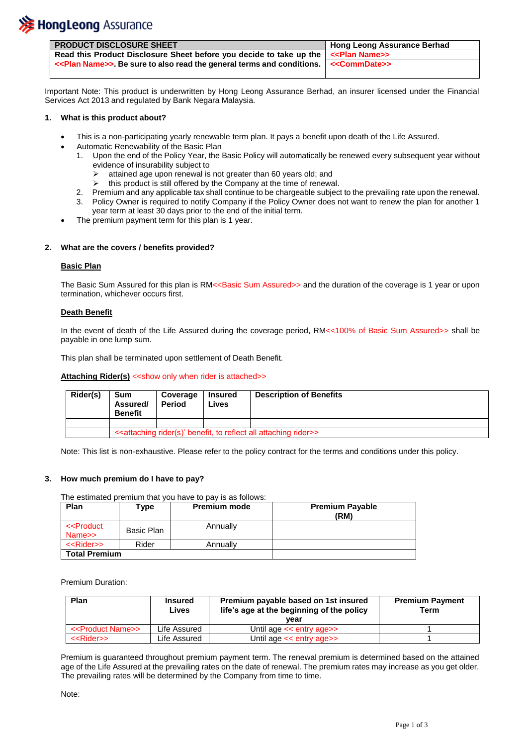HongLeong Assurance

| PRODUCT DISCLOSURE SHEET | Hong Leong Assurance Berhad |
|---|---|
| **Read this Product Disclosure Sheet before you decide to take up the <<Plan Name>>. Be sure to also read the general terms and conditions.** | **<<Plan Name>>** |
| | **<<CommDate>>** |

Important Note: This product is underwritten by Hong Leong Assurance Berhad, an insurer licensed under the Financial Services Act 2013 and regulated by Bank Negara Malaysia.

## 1. What is this product about?

- This is a non-participating yearly renewable term plan. It pays a benefit upon death of the Life Assured.
- Automatic Renewability of the Basic Plan
  1. Upon the end of the Policy Year, the Basic Policy will automatically be renewed every subsequent year without evidence of insurability subject to
     - attained age upon renewal is not greater than 60 years old; and
     - this product is still offered by the Company at the time of renewal.
  2. Premium and any applicable tax shall continue to be chargeable subject to the prevailing rate upon the renewal.
  3. Policy Owner is required to notify Company if the Policy Owner does not want to renew the plan for another 1 year term at least 30 days prior to the end of the initial term.
- The premium payment term for this plan is 1 year.

## 2. What are the covers / benefits provided?

**Basic Plan**

The Basic Sum Assured for this plan is RM<<Basic Sum Assured>> and the duration of the coverage is 1 year or upon termination, whichever occurs first.

**Death Benefit**

In the event of death of the Life Assured during the coverage period, RM<<100% of Basic Sum Assured>> shall be payable in one lump sum.

This plan shall be terminated upon settlement of Death Benefit.

**Attaching Rider(s)** <<show only when rider is attached>>

| Rider(s) | Sum Assured/ Benefit | Coverage Period | Insured Lives | Description of Benefits |
|---|---|---|---|---|
| | | | | |
| | <<attaching rider(s)' benefit, to reflect all attaching rider>> | | | |

Note: This list is non-exhaustive. Please refer to the policy contract for the terms and conditions under this policy.

## 3. How much premium do I have to pay?

The estimated premium that you have to pay is as follows:

| Plan | Type | Premium mode | Premium Payable (RM) |
|---|---|---|---|
| <<Product Name>> | Basic Plan | Annually | |
| <<Rider>> | Rider | Annually | |
| **Total Premium** | | | |

Premium Duration:

| Plan | Insured Lives | Premium payable based on 1st insured life's age at the beginning of the policy year | Premium Payment Term |
|---|---|---|---|
| <<Product Name>> | Life Assured | Until age << entry age>> | 1 |
| <<Rider>> | Life Assured | Until age << entry age>> | 1 |

Premium is guaranteed throughout premium payment term. The renewal premium is determined based on the attained age of the Life Assured at the prevailing rates on the date of renewal. The premium rates may increase as you get older. The prevailing rates will be determined by the Company from time to time.

Note: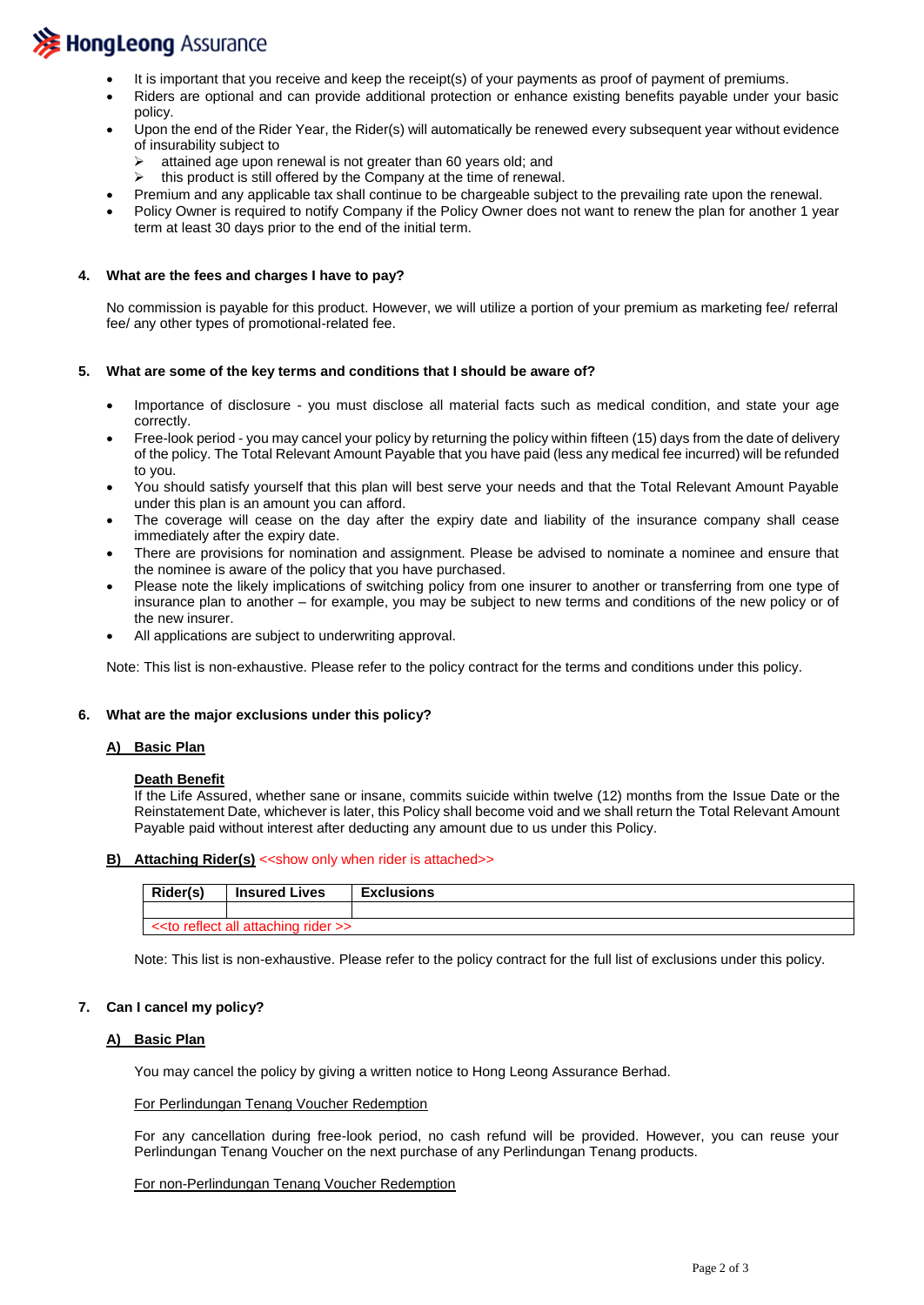- It is important that you receive and keep the receipt(s) of your payments as proof of payment of premiums.
- Riders are optional and can provide additional protection or enhance existing benefits payable under your basic policy.
- Upon the end of the Rider Year, the Rider(s) will automatically be renewed every subsequent year without evidence of insurability subject to
  - attained age upon renewal is not greater than 60 years old; and
  - this product is still offered by the Company at the time of renewal.
- Premium and any applicable tax shall continue to be chargeable subject to the prevailing rate upon the renewal.
- Policy Owner is required to notify Company if the Policy Owner does not want to renew the plan for another 1 year term at least 30 days prior to the end of the initial term.

**4. What are the fees and charges I have to pay?**

No commission is payable for this product. However, we will utilize a portion of your premium as marketing fee/ referral fee/ any other types of promotional-related fee.

**5. What are some of the key terms and conditions that I should be aware of?**

- Importance of disclosure - you must disclose all material facts such as medical condition, and state your age correctly.
- Free-look period - you may cancel your policy by returning the policy within fifteen (15) days from the date of delivery of the policy. The Total Relevant Amount Payable that you have paid (less any medical fee incurred) will be refunded to you.
- You should satisfy yourself that this plan will best serve your needs and that the Total Relevant Amount Payable under this plan is an amount you can afford.
- The coverage will cease on the day after the expiry date and liability of the insurance company shall cease immediately after the expiry date.
- There are provisions for nomination and assignment. Please be advised to nominate a nominee and ensure that the nominee is aware of the policy that you have purchased.
- Please note the likely implications of switching policy from one insurer to another or transferring from one type of insurance plan to another – for example, you may be subject to new terms and conditions of the new policy or of the new insurer.
- All applications are subject to underwriting approval.

Note: This list is non-exhaustive. Please refer to the policy contract for the terms and conditions under this policy.

**6. What are the major exclusions under this policy?**

**A) Basic Plan**

**Death Benefit**

If the Life Assured, whether sane or insane, commits suicide within twelve (12) months from the Issue Date or the Reinstatement Date, whichever is later, this Policy shall become void and we shall return the Total Relevant Amount Payable paid without interest after deducting any amount due to us under this Policy.

**B) Attaching Rider(s)** <<show only when rider is attached>>

| Rider(s) | Insured Lives | Exclusions |
|---|---|---|
| | | |
| <<to reflect all attaching rider >> | | |

Note: This list is non-exhaustive. Please refer to the policy contract for the full list of exclusions under this policy.

**7. Can I cancel my policy?**

**A) Basic Plan**

You may cancel the policy by giving a written notice to Hong Leong Assurance Berhad.

For Perlindungan Tenang Voucher Redemption

For any cancellation during free-look period, no cash refund will be provided. However, you can reuse your Perlindungan Tenang Voucher on the next purchase of any Perlindungan Tenang products.

For non-Perlindungan Tenang Voucher Redemption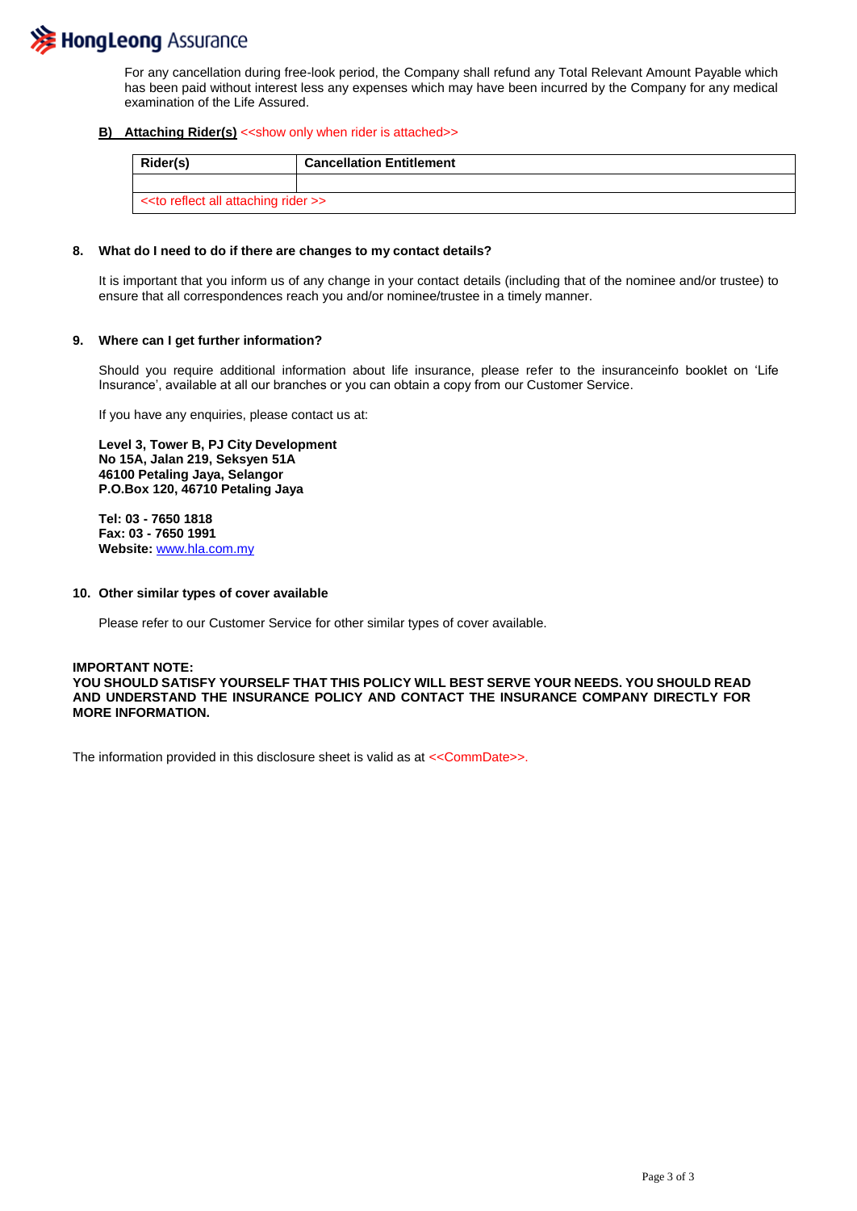For any cancellation during free-look period, the Company shall refund any Total Relevant Amount Payable which has been paid without interest less any expenses which may have been incurred by the Company for any medical examination of the Life Assured.

**B) Attaching Rider(s)** <<show only when rider is attached>>

| Rider(s) | Cancellation Entitlement |
|---|---|
| | |
| <<to reflect all attaching rider >> | |

**8. What do I need to do if there are changes to my contact details?**

It is important that you inform us of any change in your contact details (including that of the nominee and/or trustee) to ensure that all correspondences reach you and/or nominee/trustee in a timely manner.

**9. Where can I get further information?**

Should you require additional information about life insurance, please refer to the insuranceinfo booklet on 'Life Insurance', available at all our branches or you can obtain a copy from our Customer Service.

If you have any enquiries, please contact us at:

**Level 3, Tower B, PJ City Development**
**No 15A, Jalan 219, Seksyen 51A**
**46100 Petaling Jaya, Selangor**
**P.O.Box 120, 46710 Petaling Jaya**

**Tel: 03 - 7650 1818**
**Fax: 03 - 7650 1991**
**Website:** www.hla.com.my

**10. Other similar types of cover available**

Please refer to our Customer Service for other similar types of cover available.

**IMPORTANT NOTE:**
**YOU SHOULD SATISFY YOURSELF THAT THIS POLICY WILL BEST SERVE YOUR NEEDS. YOU SHOULD READ AND UNDERSTAND THE INSURANCE POLICY AND CONTACT THE INSURANCE COMPANY DIRECTLY FOR MORE INFORMATION.**

The information provided in this disclosure sheet is valid as at <<CommDate>>.